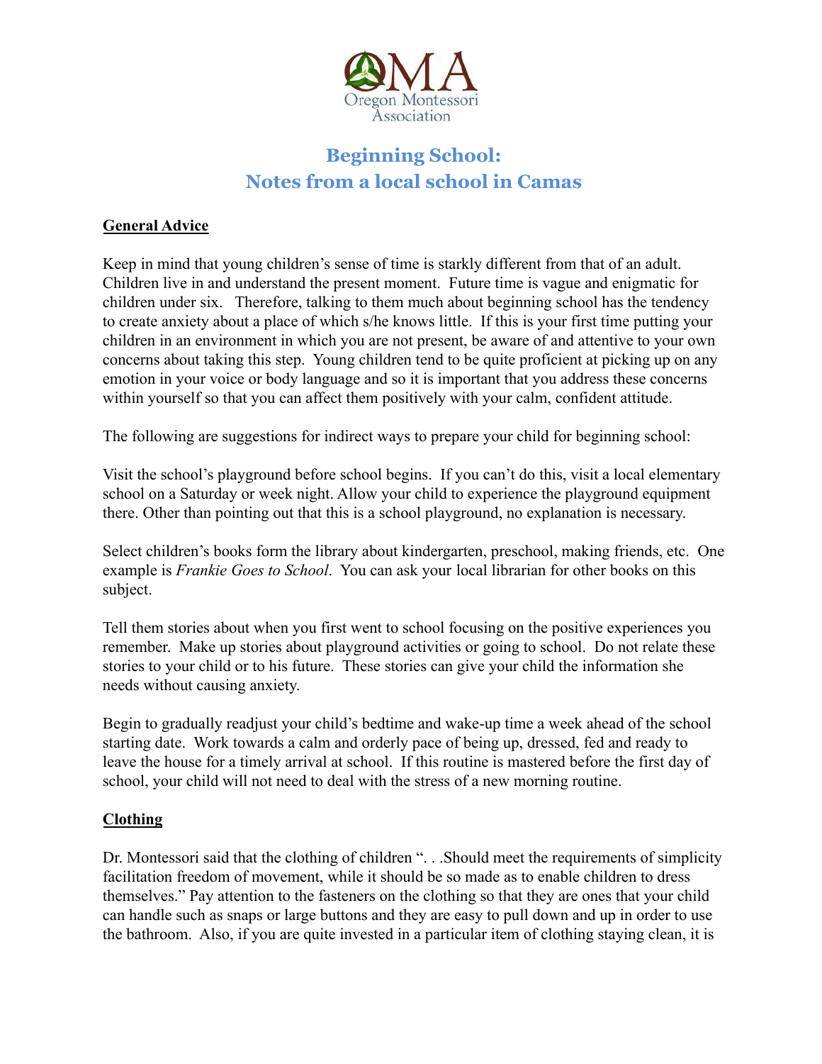OMA
Oregon Montessori Association

# Beginning School: Notes from a local school in Camas

## General Advice

Keep in mind that young children's sense of time is starkly different from that of an adult. Children live in and understand the present moment. Future time is vague and enigmatic for children under six. Therefore, talking to them much about beginning school has the tendency to create anxiety about a place of which s/he knows little. If this is your first time putting your children in an environment in which you are not present, be aware of and attentive to your own concerns about taking this step. Young children tend to be quite proficient at picking up on any emotion in your voice or body language and so it is important that you address these concerns within yourself so that you can affect them positively with your calm, confident attitude.

The following are suggestions for indirect ways to prepare your child for beginning school:

Visit the school's playground before school begins. If you can't do this, visit a local elementary school on a Saturday or week night. Allow your child to experience the playground equipment there. Other than pointing out that this is a school playground, no explanation is necessary.

Select children's books form the library about kindergarten, preschool, making friends, etc. One example is *Frankie Goes to School*. You can ask your local librarian for other books on this subject.

Tell them stories about when you first went to school focusing on the positive experiences you remember. Make up stories about playground activities or going to school. Do not relate these stories to your child or to his future. These stories can give your child the information she needs without causing anxiety.

Begin to gradually readjust your child's bedtime and wake-up time a week ahead of the school starting date. Work towards a calm and orderly pace of being up, dressed, fed and ready to leave the house for a timely arrival at school. If this routine is mastered before the first day of school, your child will not need to deal with the stress of a new morning routine.

## Clothing

Dr. Montessori said that the clothing of children ". . .Should meet the requirements of simplicity facilitation freedom of movement, while it should be so made as to enable children to dress themselves." Pay attention to the fasteners on the clothing so that they are ones that your child can handle such as snaps or large buttons and they are easy to pull down and up in order to use the bathroom. Also, if you are quite invested in a particular item of clothing staying clean, it is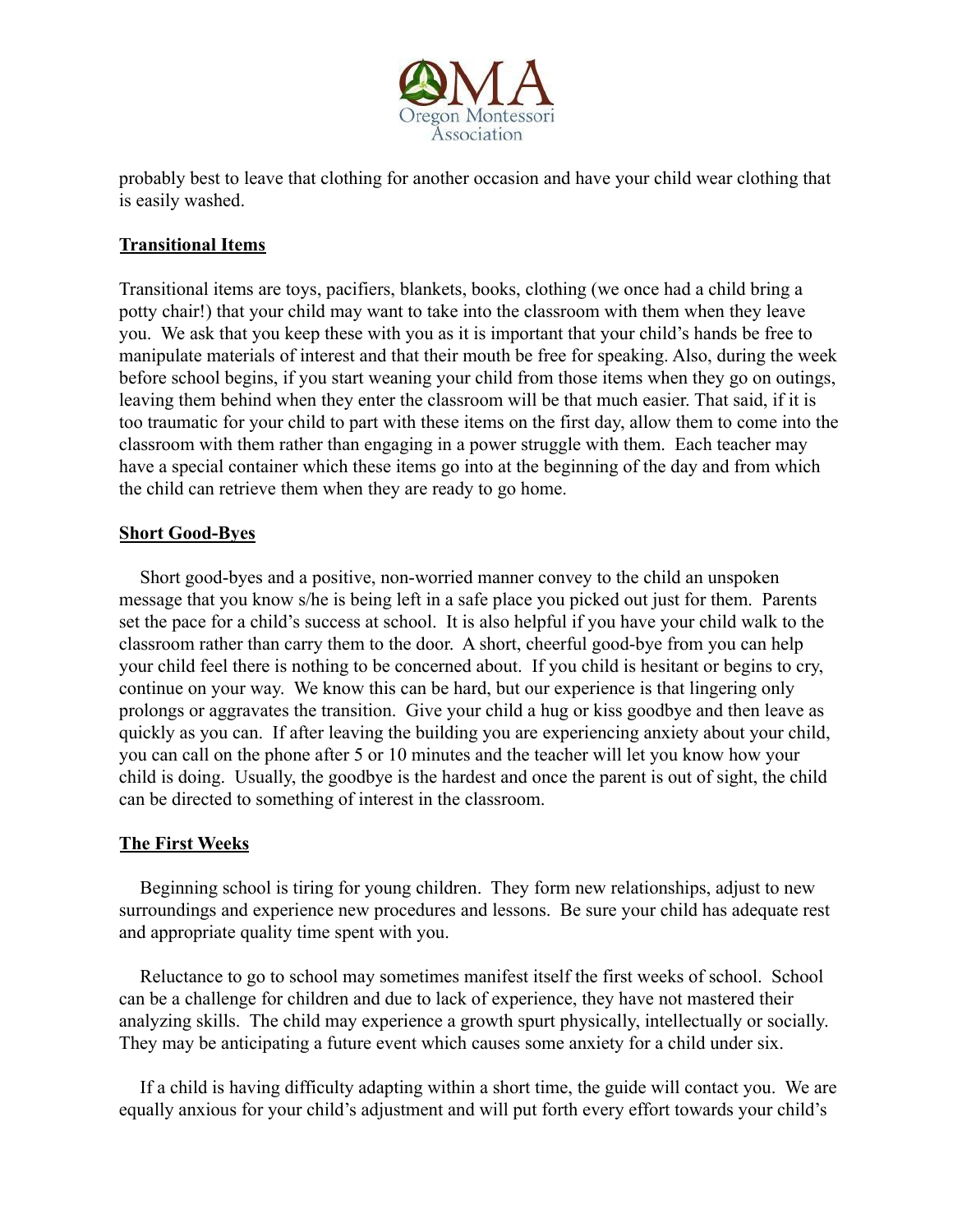probably best to leave that clothing for another occasion and have your child wear clothing that is easily washed.

## Transitional Items

Transitional items are toys, pacifiers, blankets, books, clothing (we once had a child bring a potty chair!) that your child may want to take into the classroom with them when they leave you. We ask that you keep these with you as it is important that your child's hands be free to manipulate materials of interest and that their mouth be free for speaking. Also, during the week before school begins, if you start weaning your child from those items when they go on outings, leaving them behind when they enter the classroom will be that much easier. That said, if it is too traumatic for your child to part with these items on the first day, allow them to come into the classroom with them rather than engaging in a power struggle with them. Each teacher may have a special container which these items go into at the beginning of the day and from which the child can retrieve them when they are ready to go home.

## Short Good-Byes

Short good-byes and a positive, non-worried manner convey to the child an unspoken message that you know s/he is being left in a safe place you picked out just for them. Parents set the pace for a child's success at school. It is also helpful if you have your child walk to the classroom rather than carry them to the door. A short, cheerful good-bye from you can help your child feel there is nothing to be concerned about. If you child is hesitant or begins to cry, continue on your way. We know this can be hard, but our experience is that lingering only prolongs or aggravates the transition. Give your child a hug or kiss goodbye and then leave as quickly as you can. If after leaving the building you are experiencing anxiety about your child, you can call on the phone after 5 or 10 minutes and the teacher will let you know how your child is doing. Usually, the goodbye is the hardest and once the parent is out of sight, the child can be directed to something of interest in the classroom.

## The First Weeks

Beginning school is tiring for young children. They form new relationships, adjust to new surroundings and experience new procedures and lessons. Be sure your child has adequate rest and appropriate quality time spent with you.

Reluctance to go to school may sometimes manifest itself the first weeks of school. School can be a challenge for children and due to lack of experience, they have not mastered their analyzing skills. The child may experience a growth spurt physically, intellectually or socially. They may be anticipating a future event which causes some anxiety for a child under six.

If a child is having difficulty adapting within a short time, the guide will contact you. We are equally anxious for your child's adjustment and will put forth every effort towards your child's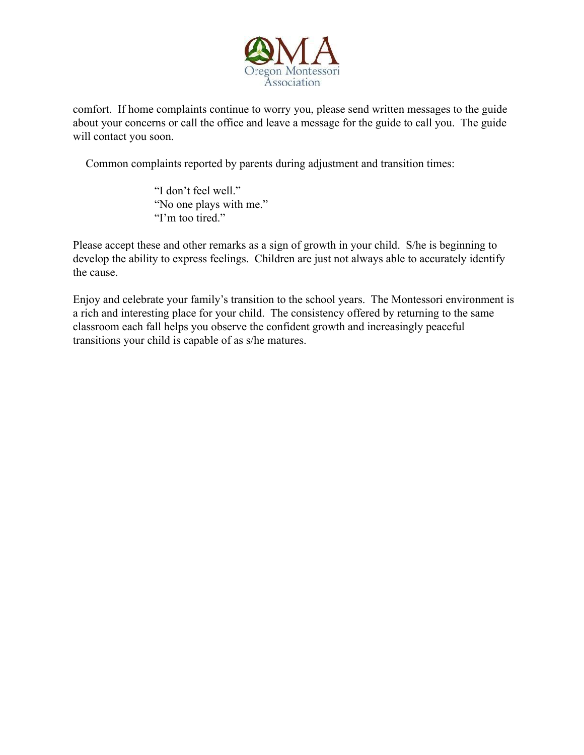comfort. If home complaints continue to worry you, please send written messages to the guide about your concerns or call the office and leave a message for the guide to call you. The guide will contact you soon.

Common complaints reported by parents during adjustment and transition times:

> "I don't feel well."
> "No one plays with me."
> "I'm too tired."

Please accept these and other remarks as a sign of growth in your child. S/he is beginning to develop the ability to express feelings. Children are just not always able to accurately identify the cause.

Enjoy and celebrate your family's transition to the school years. The Montessori environment is a rich and interesting place for your child. The consistency offered by returning to the same classroom each fall helps you observe the confident growth and increasingly peaceful transitions your child is capable of as s/he matures.